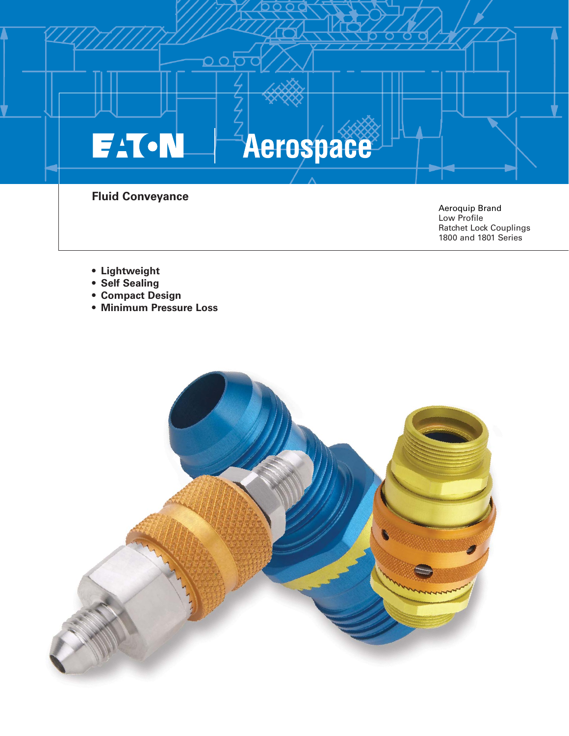EATON | Aerospace

## Fluid Conveyance

Aeroquip Brand
Low Profile
Ratchet Lock Couplings
1800 and 1801 Series

- **Lightweight**
- **Self Sealing**
- **Compact Design**
- **Minimum Pressure Loss**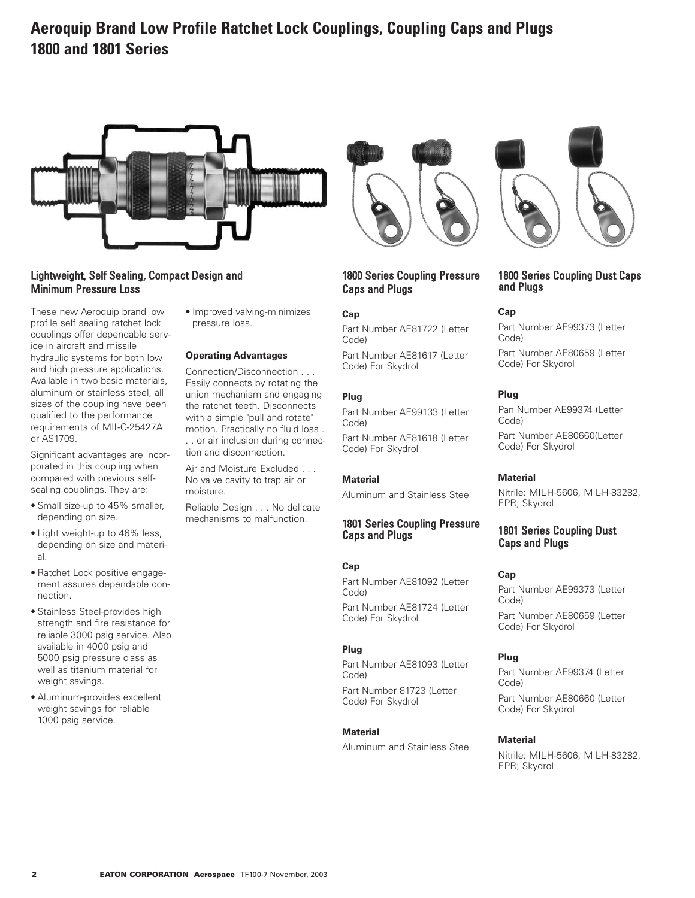# Aeroquip Brand Low Profile Ratchet Lock Couplings, Coupling Caps and Plugs 1800 and 1801 Series

## Lightweight, Self Sealing, Compact Design and Minimum Pressure Loss

These new Aeroquip brand low profile self sealing ratchet lock couplings offer dependable service in aircraft and missile hydraulic systems for both low and high pressure applications. Available in two basic materials, aluminum or stainless steel, all sizes of the coupling have been qualified to the performance requirements of MIL-C-25427A or AS1709.

Significant advantages are incorporated in this coupling when compared with previous self-sealing couplings. They are:

- Small size-up to 45% smaller, depending on size.
- Light weight-up to 46% less, depending on size and material.
- Ratchet Lock positive engagement assures dependable connection.
- Stainless Steel-provides high strength and fire resistance for reliable 3000 psig service. Also available in 4000 psig and 5000 psig pressure class as well as titanium material for weight savings.
- Aluminum-provides excellent weight savings for reliable 1000 psig service.
- Improved valving-minimizes pressure loss.

**Operating Advantages**

Connection/Disconnection . . . Easily connects by rotating the union mechanism and engaging the ratchet teeth. Disconnects with a simple "pull and rotate" motion. Practically no fluid loss . . . or air inclusion during connection and disconnection.

Air and Moisture Excluded . . . No valve cavity to trap air or moisture.

Reliable Design . . . No delicate mechanisms to malfunction.

## 1800 Series Coupling Pressure Caps and Plugs

**Cap**

Part Number AE81722 (Letter Code)

Part Number AE81617 (Letter Code) For Skydrol

**Plug**

Part Number AE99133 (Letter Code)

Part Number AE81618 (Letter Code) For Skydrol

**Material**

Aluminum and Stainless Steel

## 1801 Series Coupling Pressure Caps and Plugs

**Cap**

Part Number AE81092 (Letter Code)

Part Number AE81724 (Letter Code) For Skydrol

**Plug**

Part Number AE81093 (Letter Code)

Part Number 81723 (Letter Code) For Skydrol

**Material**

Aluminum and Stainless Steel

## 1800 Series Coupling Dust Caps and Plugs

**Cap**

Part Number AE99373 (Letter Code)

Part Number AE80659 (Letter Code) For Skydrol

**Plug**

Pan Number AE99374 (Letter Code)

Part Number AE80660(Letter Code) For Skydrol

**Material**

Nitrile: MIL-H-5606, MIL-H-83282, EPR; Skydrol

## 1801 Series Coupling Dust Caps and Plugs

**Cap**

Part Number AE99373 (Letter Code)

Part Number AE80659 (Letter Code) For Skydrol

**Plug**

Part Number AE99374 (Letter Code)

Part Number AE80660 (Letter Code) For Skydrol

**Material**

Nitrile: MIL-H-5606, MIL-H-83282, EPR; Skydrol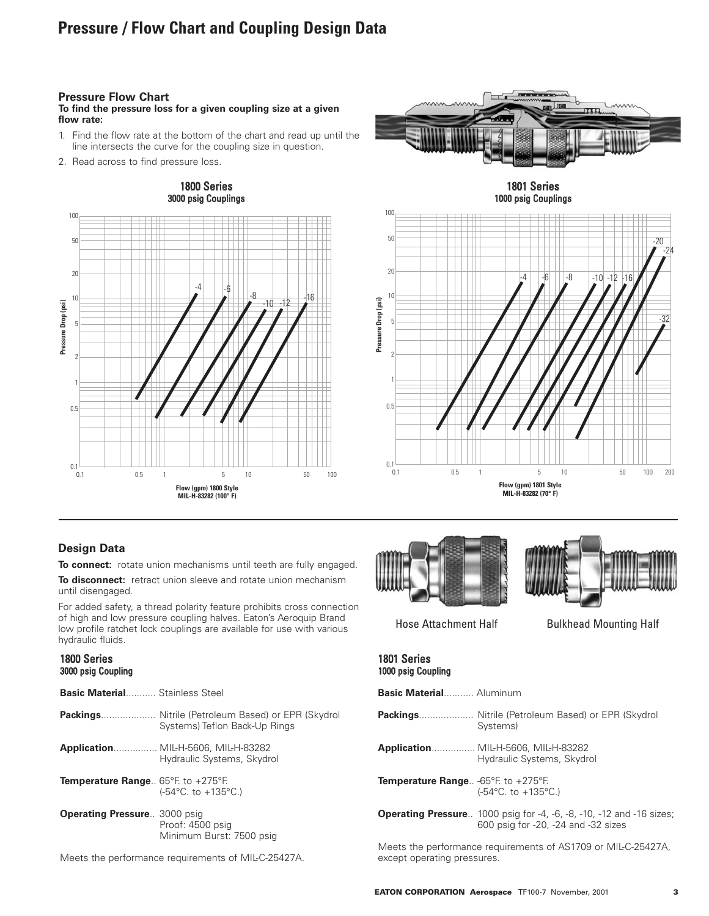# Pressure / Flow Chart and Coupling Design Data

## Pressure Flow Chart

**To find the pressure loss for a given coupling size at a given flow rate:**

1. Find the flow rate at the bottom of the chart and read up until the line intersects the curve for the coupling size in question.
2. Read across to find pressure loss.

**1800 Series**
**3000 psig Couplings**

Flow (gpm) 1800 Style
MIL-H-83282 (100° F)

**1801 Series**
**1000 psig Couplings**

Flow (gpm) 1801 Style
MIL-H-83282 (70° F)

## Design Data

**To connect:** rotate union mechanisms until teeth are fully engaged.

**To disconnect:** retract union sleeve and rotate union mechanism until disengaged.

For added safety, a thread polarity feature prohibits cross connection of high and low pressure coupling halves. Eaton's Aeroquip Brand low profile ratchet lock couplings are available for use with various hydraulic fluids.

Hose Attachment Half

Bulkhead Mounting Half

### 1800 Series
**3000 psig Coupling**

**Basic Material**........... Stainless Steel

**Packings**.................... Nitrile (Petroleum Based) or EPR (Skydrol Systems) Teflon Back-Up Rings

**Application**................ MIL-H-5606, MIL-H-83282 Hydraulic Systems, Skydrol

**Temperature Range**.. 65°F. to +275°F. (-54°C. to +135°C.)

**Operating Pressure**.. 3000 psig
Proof: 4500 psig
Minimum Burst: 7500 psig

Meets the performance requirements of MIL-C-25427A.

### 1801 Series
**1000 psig Coupling**

**Basic Material**........... Aluminum

**Packings**.................... Nitrile (Petroleum Based) or EPR (Skydrol Systems)

**Application**................ MIL-H-5606, MIL-H-83282 Hydraulic Systems, Skydrol

**Temperature Range**.. -65°F. to +275°F. (-54°C. to +135°C.)

**Operating Pressure**.. 1000 psig for -4, -6, -8, -10, -12 and -16 sizes; 600 psig for -20, -24 and -32 sizes

Meets the performance requirements of AS1709 or MIL-C-25427A, except operating pressures.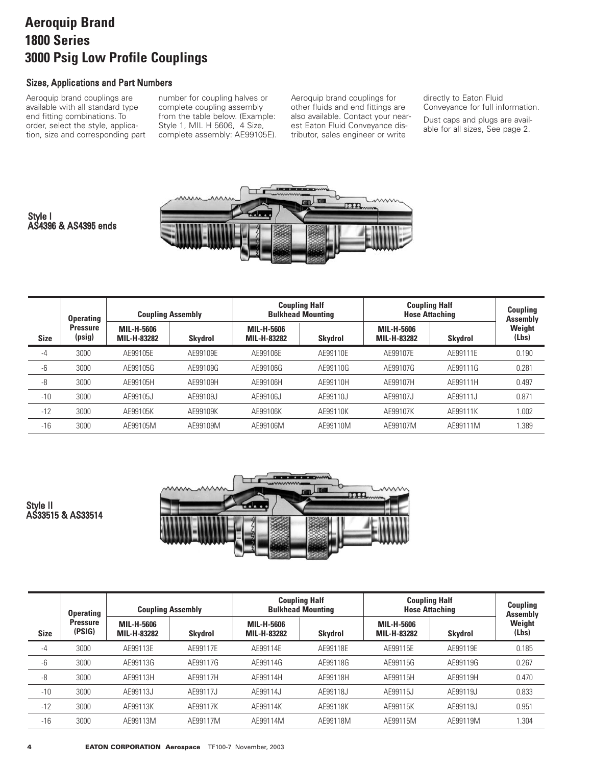# Aeroquip Brand
# 1800 Series
# 3000 Psig Low Profile Couplings

## Sizes, Applications and Part Numbers

Aeroquip brand couplings are available with all standard type end fitting combinations. To order, select the style, application, size and corresponding part number for coupling halves or complete coupling assembly from the table below. (Example: Style 1, MIL H 5606, 4 Size, complete assembly: AE99105E).

Aeroquip brand couplings for other fluids and end fittings are also available. Contact your nearest Eaton Fluid Conveyance distributor, sales engineer or write directly to Eaton Fluid Conveyance for full information.

Dust caps and plugs are available for all sizes, See page 2.

### Style I
### AS4396 & AS4395 ends

| Size | Operating Pressure (psig) | Coupling Assembly | | Coupling Half Bulkhead Mounting | | Coupling Half Hose Attaching | | Coupling Assembly Weight (Lbs) |
|---|---|---|---|---|---|---|---|---|
| | | MIL-H-5606 MIL-H-83282 | Skydrol | MIL-H-5606 MIL-H-83282 | Skydrol | MIL-H-5606 MIL-H-83282 | Skydrol | |
| -4 | 3000 | AE99105E | AE99109E | AE99106E | AE99110E | AE99107E | AE99111E | 0.190 |
| -6 | 3000 | AE99105G | AE99109G | AE99106G | AE99110G | AE99107G | AE99111G | 0.281 |
| -8 | 3000 | AE99105H | AE99109H | AE99106H | AE99110H | AE99107H | AE99111H | 0.497 |
| -10 | 3000 | AE99105J | AE99109J | AE99106J | AE99110J | AE99107J | AE99111J | 0.871 |
| -12 | 3000 | AE99105K | AE99109K | AE99106K | AE99110K | AE99107K | AE99111K | 1.002 |
| -16 | 3000 | AE99105M | AE99109M | AE99106M | AE99110M | AE99107M | AE99111M | 1.389 |

### Style II
### AS33515 & AS33514

| Size | Operating Pressure (PSIG) | Coupling Assembly | | Coupling Half Bulkhead Mounting | | Coupling Half Hose Attaching | | Coupling Assembly Weight (Lbs) |
|---|---|---|---|---|---|---|---|---|
| | | MIL-H-5606 MIL-H-83282 | Skydrol | MIL-H-5606 MIL-H-83282 | Skydrol | MIL-H-5606 MIL-H-83282 | Skydrol | |
| -4 | 3000 | AE99113E | AE99117E | AE99114E | AE99118E | AE99115E | AE99119E | 0.185 |
| -6 | 3000 | AE99113G | AE99117G | AE99114G | AE99118G | AE99115G | AE99119G | 0.267 |
| -8 | 3000 | AE99113H | AE99117H | AE99114H | AE99118H | AE99115H | AE99119H | 0.470 |
| -10 | 3000 | AE99113J | AE99117J | AE99114J | AE99118J | AE99115J | AE99119J | 0.833 |
| -12 | 3000 | AE99113K | AE99117K | AE99114K | AE99118K | AE99115K | AE99119J | 0.951 |
| -16 | 3000 | AE99113M | AE99117M | AE99114M | AE99118M | AE99115M | AE99119M | 1.304 |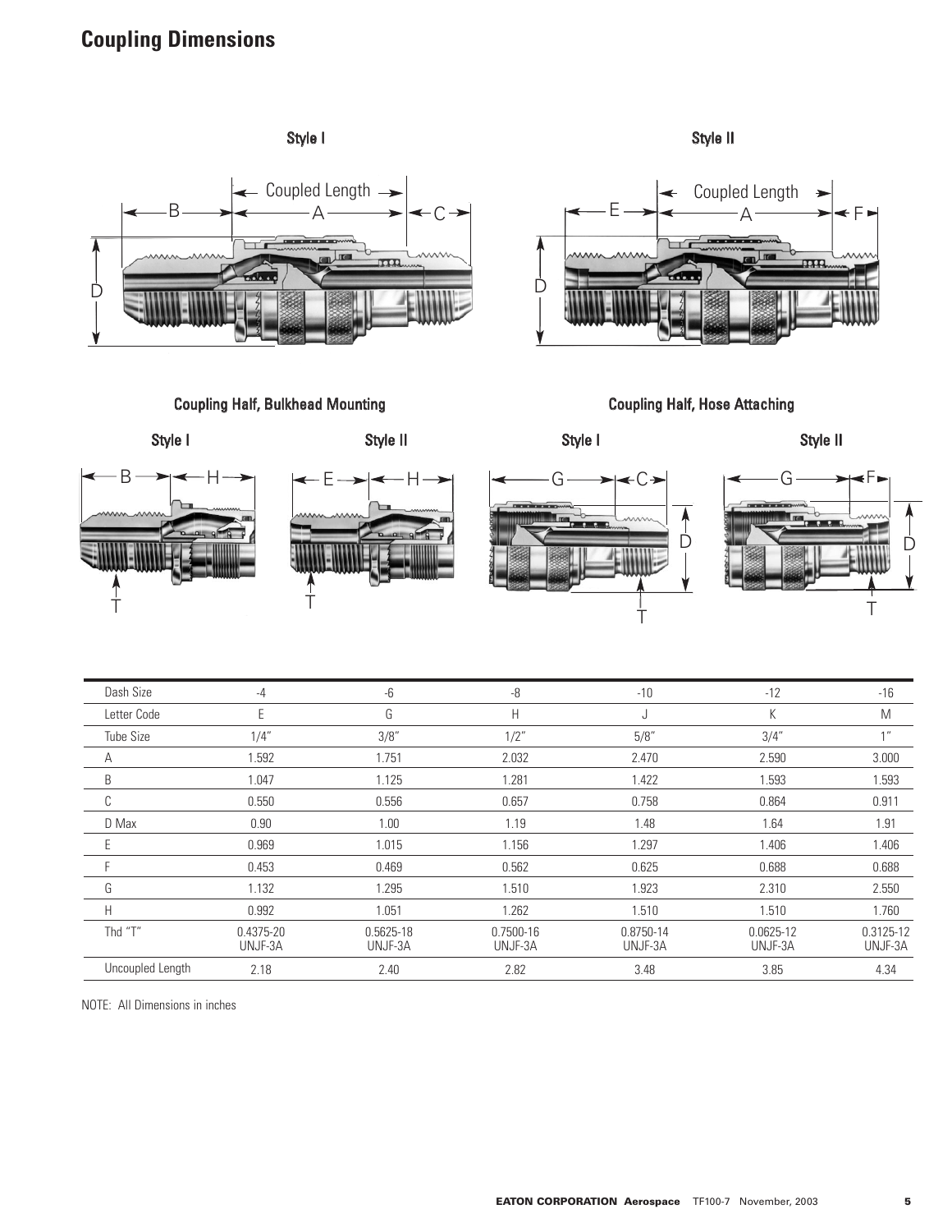## Coupling Dimensions

Style I

Style II

Coupling Half, Bulkhead Mounting

Coupling Half, Hose Attaching

| Dash Size | -4 | -6 | -8 | -10 | -12 | -16 |
|---|---|---|---|---|---|---|
| Letter Code | E | G | H | J | K | M |
| Tube Size | 1/4″ | 3/8″ | 1/2″ | 5/8″ | 3/4″ | 1″ |
| A | 1.592 | 1.751 | 2.032 | 2.470 | 2.590 | 3.000 |
| B | 1.047 | 1.125 | 1.281 | 1.422 | 1.593 | 1.593 |
| C | 0.550 | 0.556 | 0.657 | 0.758 | 0.864 | 0.911 |
| D Max | 0.90 | 1.00 | 1.19 | 1.48 | 1.64 | 1.91 |
| E | 0.969 | 1.015 | 1.156 | 1.297 | 1.406 | 1.406 |
| F | 0.453 | 0.469 | 0.562 | 0.625 | 0.688 | 0.688 |
| G | 1.132 | 1.295 | 1.510 | 1.923 | 2.310 | 2.550 |
| H | 0.992 | 1.051 | 1.262 | 1.510 | 1.510 | 1.760 |
| Thd "T" | 0.4375-20 UNJF-3A | 0.5625-18 UNJF-3A | 0.7500-16 UNJF-3A | 0.8750-14 UNJF-3A | 0.0625-12 UNJF-3A | 0.3125-12 UNJF-3A |
| Uncoupled Length | 2.18 | 2.40 | 2.82 | 3.48 | 3.85 | 4.34 |

NOTE: All Dimensions in inches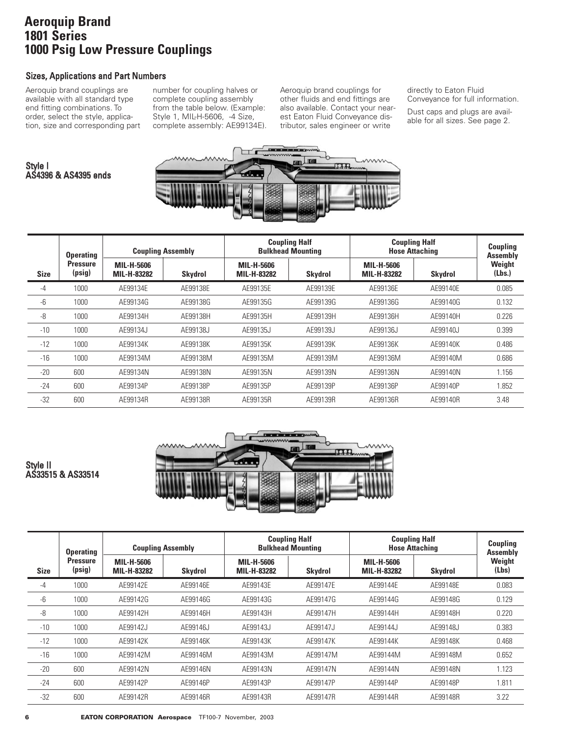# Aeroquip Brand
# 1801 Series
# 1000 Psig Low Pressure Couplings

## Sizes, Applications and Part Numbers

Aeroquip brand couplings are available with all standard type end fitting combinations. To order, select the style, application, size and corresponding part number for coupling halves or complete coupling assembly from the table below. (Example: Style 1, MIL-H-5606, -4 Size, complete assembly: AE99134E).

Aeroquip brand couplings for other fluids and end fittings are also available. Contact your nearest Eaton Fluid Conveyance distributor, sales engineer or write directly to Eaton Fluid Conveyance for full information.

Dust caps and plugs are available for all sizes. See page 2.

### Style I
### AS4396 & AS4395 ends

| Size | Operating Pressure (psig) | Coupling Assembly | | Coupling Half Bulkhead Mounting | | Coupling Half Hose Attaching | | Coupling Assembly Weight (Lbs.) |
|---|---|---|---|---|---|---|---|---|
| | | MIL-H-5606 MIL-H-83282 | Skydrol | MIL-H-5606 MIL-H-83282 | Skydrol | MIL-H-5606 MIL-H-83282 | Skydrol | |
| -4 | 1000 | AE99134E | AE99138E | AE99135E | AE99139E | AE99136E | AE99140E | 0.085 |
| -6 | 1000 | AE99134G | AE99138G | AE99135G | AE99139G | AE99136G | AE99140G | 0.132 |
| -8 | 1000 | AE99134H | AE99138H | AE99135H | AE99139H | AE99136H | AE99140H | 0.226 |
| -10 | 1000 | AE99134J | AE99138J | AE99135J | AE99139J | AE99136J | AE99140J | 0.399 |
| -12 | 1000 | AE99134K | AE99138K | AE99135K | AE99139K | AE99136K | AE99140K | 0.486 |
| -16 | 1000 | AE99134M | AE99138M | AE99135M | AE99139M | AE99136M | AE99140M | 0.686 |
| -20 | 600 | AE99134N | AE99138N | AE99135N | AE99139N | AE99136N | AE99140N | 1.156 |
| -24 | 600 | AE99134P | AE99138P | AE99135P | AE99139P | AE99136P | AE99140P | 1.852 |
| -32 | 600 | AE99134R | AE99138R | AE99135R | AE99139R | AE99136R | AE99140R | 3.48 |

### Style II
### AS33515 & AS33514

| Size | Operating Pressure (psig) | Coupling Assembly | | Coupling Half Bulkhead Mounting | | Coupling Half Hose Attaching | | Coupling Assembly Weight (Lbs) |
|---|---|---|---|---|---|---|---|---|
| | | MIL-H-5606 MIL-H-83282 | Skydrol | MIL-H-5606 MIL-H-83282 | Skydrol | MIL-H-5606 MIL-H-83282 | Skydrol | |
| -4 | 1000 | AE99142E | AE99146E | AE99143E | AE99147E | AE99144E | AE99148E | 0.083 |
| -6 | 1000 | AE99142G | AE99146G | AE99143G | AE99147G | AE99144G | AE99148G | 0.129 |
| -8 | 1000 | AE99142H | AE99146H | AE99143H | AE99147H | AE99144H | AE99148H | 0.220 |
| -10 | 1000 | AE99142J | AE99146J | AE99143J | AE99147J | AE99144J | AE99148J | 0.383 |
| -12 | 1000 | AE99142K | AE99146K | AE99143K | AE99147K | AE99144K | AE99148K | 0.468 |
| -16 | 1000 | AE99142M | AE99146M | AE99143M | AE99147M | AE99144M | AE99148M | 0.652 |
| -20 | 600 | AE99142N | AE99146N | AE99143N | AE99147N | AE99144N | AE99148N | 1.123 |
| -24 | 600 | AE99142P | AE99146P | AE99143P | AE99147P | AE99144P | AE99148P | 1.811 |
| -32 | 600 | AE99142R | AE99146R | AE99143R | AE99147R | AE99144R | AE99148R | 3.22 |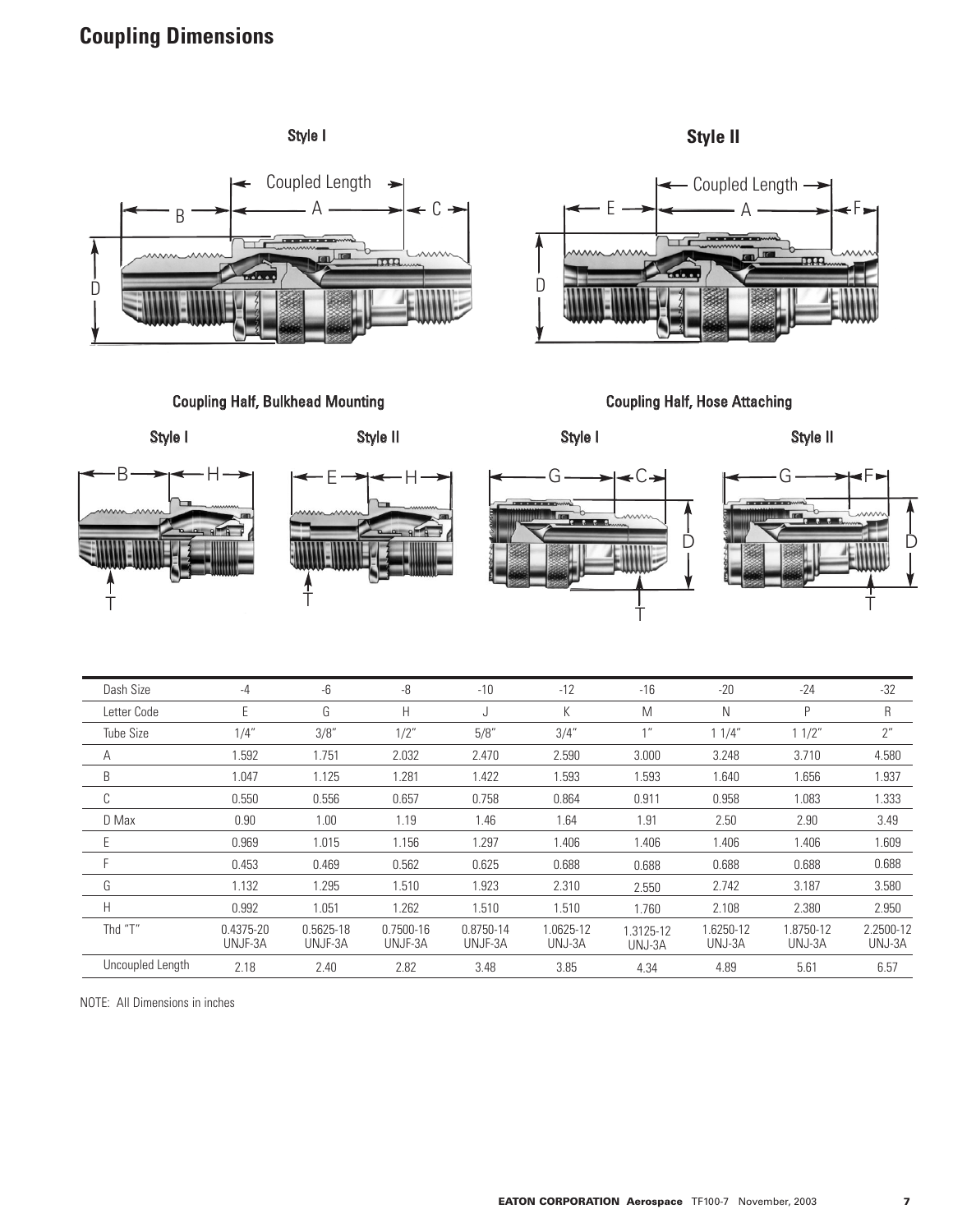## Coupling Dimensions

Style I

Style II

Coupling Half, Bulkhead Mounting

Style I

Style II

Coupling Half, Hose Attaching

Style I

Style II

| Dash Size | -4 | -6 | -8 | -10 | -12 | -16 | -20 | -24 | -32 |
|---|---|---|---|---|---|---|---|---|---|
| Letter Code | E | G | H | J | K | M | N | P | R |
| Tube Size | 1/4" | 3/8" | 1/2" | 5/8" | 3/4" | 1" | 1 1/4" | 1 1/2" | 2" |
| A | 1.592 | 1.751 | 2.032 | 2.470 | 2.590 | 3.000 | 3.248 | 3.710 | 4.580 |
| B | 1.047 | 1.125 | 1.281 | 1.422 | 1.593 | 1.593 | 1.640 | 1.656 | 1.937 |
| C | 0.550 | 0.556 | 0.657 | 0.758 | 0.864 | 0.911 | 0.958 | 1.083 | 1.333 |
| D Max | 0.90 | 1.00 | 1.19 | 1.46 | 1.64 | 1.91 | 2.50 | 2.90 | 3.49 |
| E | 0.969 | 1.015 | 1.156 | 1.297 | 1.406 | 1.406 | 1.406 | 1.406 | 1.609 |
| F | 0.453 | 0.469 | 0.562 | 0.625 | 0.688 | 0.688 | 0.688 | 0.688 | 0.688 |
| G | 1.132 | 1.295 | 1.510 | 1.923 | 2.310 | 2.550 | 2.742 | 3.187 | 3.580 |
| H | 0.992 | 1.051 | 1.262 | 1.510 | 1.510 | 1.760 | 2.108 | 2.380 | 2.950 |
| Thd "T" | 0.4375-20 UNJF-3A | 0.5625-18 UNJF-3A | 0.7500-16 UNJF-3A | 0.8750-14 UNJF-3A | 1.0625-12 UNJ-3A | 1.3125-12 UNJ-3A | 1.6250-12 UNJ-3A | 1.8750-12 UNJ-3A | 2.2500-12 UNJ-3A |
| Uncoupled Length | 2.18 | 2.40 | 2.82 | 3.48 | 3.85 | 4.34 | 4.89 | 5.61 | 6.57 |

NOTE: All Dimensions in inches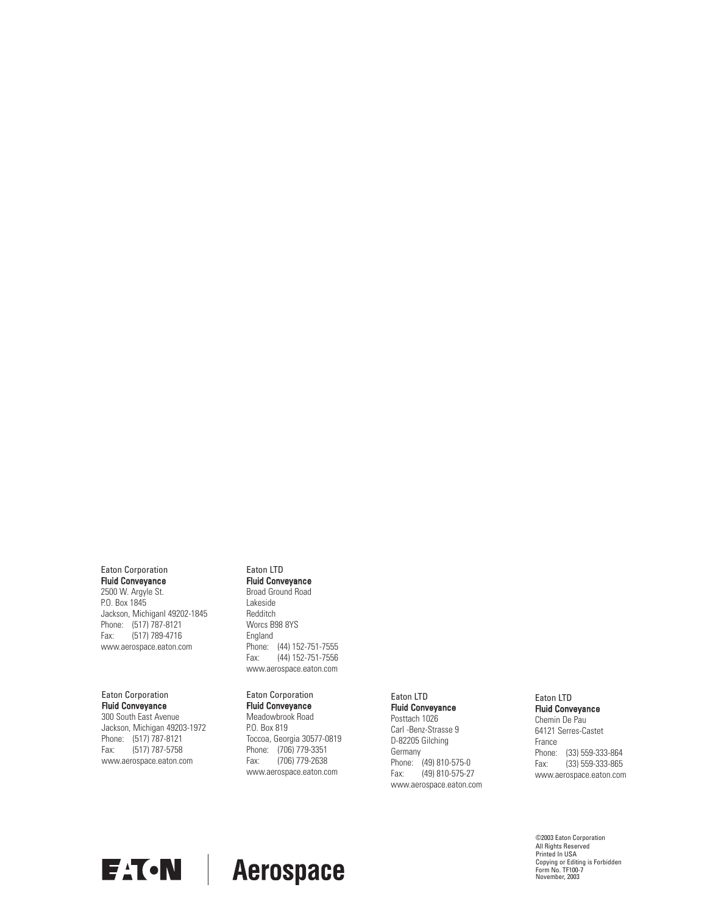Eaton Corporation
**Fluid Conveyance**
2500 W. Argyle St.
P.O. Box 1845
Jackson, Michiganl 49202-1845
Phone: (517) 787-8121
Fax: (517) 789-4716
www.aerospace.eaton.com

Eaton LTD
**Fluid Conveyance**
Broad Ground Road
Lakeside
Redditch
Worcs B98 8YS
England
Phone: (44) 152-751-7555
Fax: (44) 152-751-7556
www.aerospace.eaton.com

Eaton Corporation
**Fluid Conveyance**
300 South East Avenue
Jackson, Michigan 49203-1972
Phone: (517) 787-8121
Fax: (517) 787-5758
www.aerospace.eaton.com

Eaton Corporation
**Fluid Conveyance**
Meadowbrook Road
P.O. Box 819
Toccoa, Georgia 30577-0819
Phone: (706) 779-3351
Fax: (706) 779-2638
www.aerospace.eaton.com

Eaton LTD
**Fluid Conveyance**
Posttach 1026
Carl -Benz-Strasse 9
D-82205 Gilching
Germany
Phone: (49) 810-575-0
Fax: (49) 810-575-27
www.aerospace.eaton.com

Eaton LTD
**Fluid Conveyance**
Chemin De Pau
64121 Serres-Castet
France
Phone: (33) 559-333-864
Fax: (33) 559-333-865
www.aerospace.eaton.com

EATON | Aerospace

©2003 Eaton Corporation
All Rights Reserved
Printed In USA
Copying or Editing is Forbidden
Form No. TF100-7
November, 2003